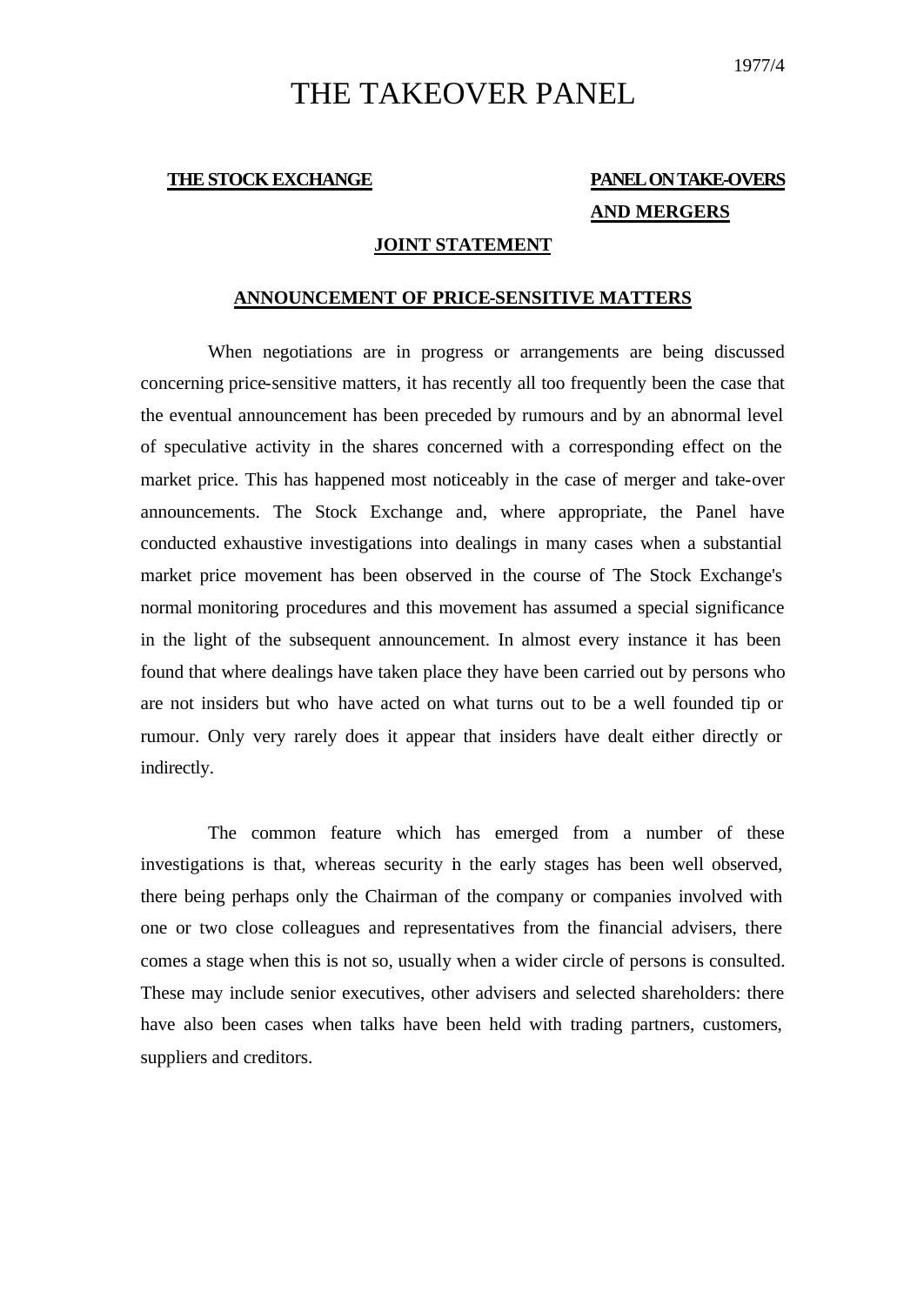1977/4

# THE TAKEOVER PANEL

**THE STOCK EXCHANGE** | **PANEL ON TAKE-OVERS AND MERGERS**

## JOINT STATEMENT

## ANNOUNCEMENT OF PRICE-SENSITIVE MATTERS

When negotiations are in progress or arrangements are being discussed concerning price-sensitive matters, it has recently all too frequently been the case that the eventual announcement has been preceded by rumours and by an abnormal level of speculative activity in the shares concerned with a corresponding effect on the market price. This has happened most noticeably in the case of merger and take-over announcements. The Stock Exchange and, where appropriate, the Panel have conducted exhaustive investigations into dealings in many cases when a substantial market price movement has been observed in the course of The Stock Exchange's normal monitoring procedures and this movement has assumed a special significance in the light of the subsequent announcement. In almost every instance it has been found that where dealings have taken place they have been carried out by persons who are not insiders but who have acted on what turns out to be a well founded tip or rumour. Only very rarely does it appear that insiders have dealt either directly or indirectly.

The common feature which has emerged from a number of these investigations is that, whereas security in the early stages has been well observed, there being perhaps only the Chairman of the company or companies involved with one or two close colleagues and representatives from the financial advisers, there comes a stage when this is not so, usually when a wider circle of persons is consulted. These may include senior executives, other advisers and selected shareholders: there have also been cases when talks have been held with trading partners, customers, suppliers and creditors.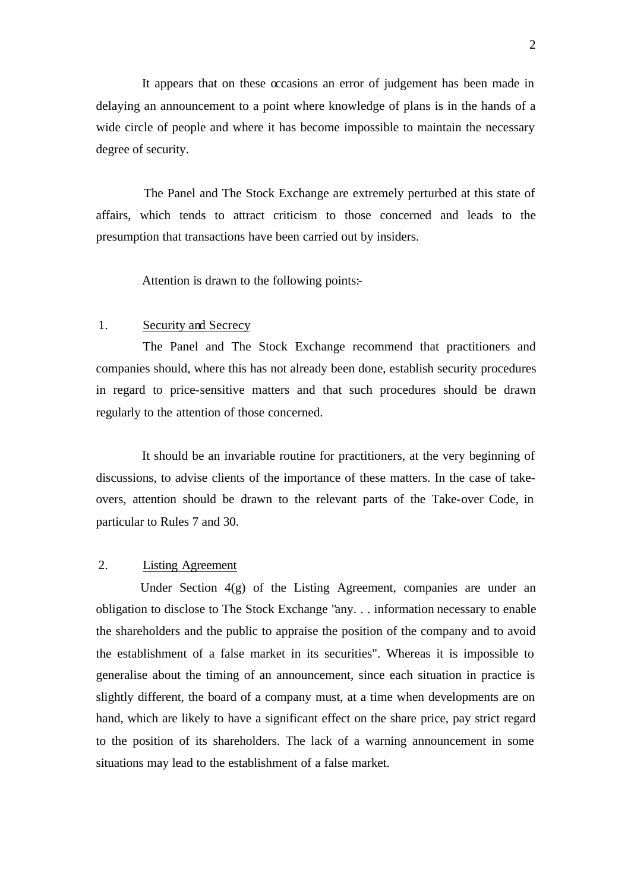It appears that on these occasions an error of judgement has been made in delaying an announcement to a point where knowledge of plans is in the hands of a wide circle of people and where it has become impossible to maintain the necessary degree of security.

The Panel and The Stock Exchange are extremely perturbed at this state of affairs, which tends to attract criticism to those concerned and leads to the presumption that transactions have been carried out by insiders.

Attention is drawn to the following points:-

1. <u>Security and Secrecy</u>

The Panel and The Stock Exchange recommend that practitioners and companies should, where this has not already been done, establish security procedures in regard to price-sensitive matters and that such procedures should be drawn regularly to the attention of those concerned.

It should be an invariable routine for practitioners, at the very beginning of discussions, to advise clients of the importance of these matters. In the case of take-overs, attention should be drawn to the relevant parts of the Take-over Code, in particular to Rules 7 and 30.

2. <u>Listing Agreement</u>

Under Section 4(g) of the Listing Agreement, companies are under an obligation to disclose to The Stock Exchange "any. . . information necessary to enable the shareholders and the public to appraise the position of the company and to avoid the establishment of a false market in its securities". Whereas it is impossible to generalise about the timing of an announcement, since each situation in practice is slightly different, the board of a company must, at a time when developments are on hand, which are likely to have a significant effect on the share price, pay strict regard to the position of its shareholders. The lack of a warning announcement in some situations may lead to the establishment of a false market.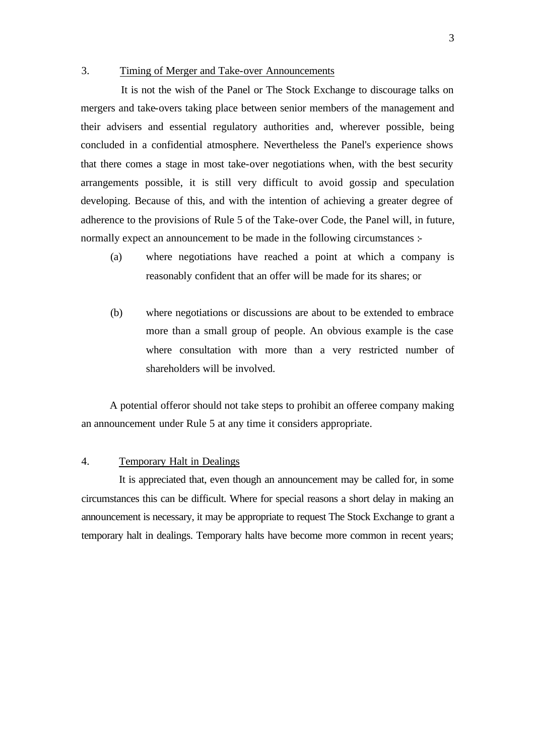## 3. Timing of Merger and Take-over Announcements

It is not the wish of the Panel or The Stock Exchange to discourage talks on mergers and take-overs taking place between senior members of the management and their advisers and essential regulatory authorities and, wherever possible, being concluded in a confidential atmosphere. Nevertheless the Panel's experience shows that there comes a stage in most take-over negotiations when, with the best security arrangements possible, it is still very difficult to avoid gossip and speculation developing. Because of this, and with the intention of achieving a greater degree of adherence to the provisions of Rule 5 of the Take-over Code, the Panel will, in future, normally expect an announcement to be made in the following circumstances :-

(a) where negotiations have reached a point at which a company is reasonably confident that an offer will be made for its shares; or

(b) where negotiations or discussions are about to be extended to embrace more than a small group of people. An obvious example is the case where consultation with more than a very restricted number of shareholders will be involved.

A potential offeror should not take steps to prohibit an offeree company making an announcement under Rule 5 at any time it considers appropriate.

## 4. Temporary Halt in Dealings

It is appreciated that, even though an announcement may be called for, in some circumstances this can be difficult. Where for special reasons a short delay in making an announcement is necessary, it may be appropriate to request The Stock Exchange to grant a temporary halt in dealings. Temporary halts have become more common in recent years;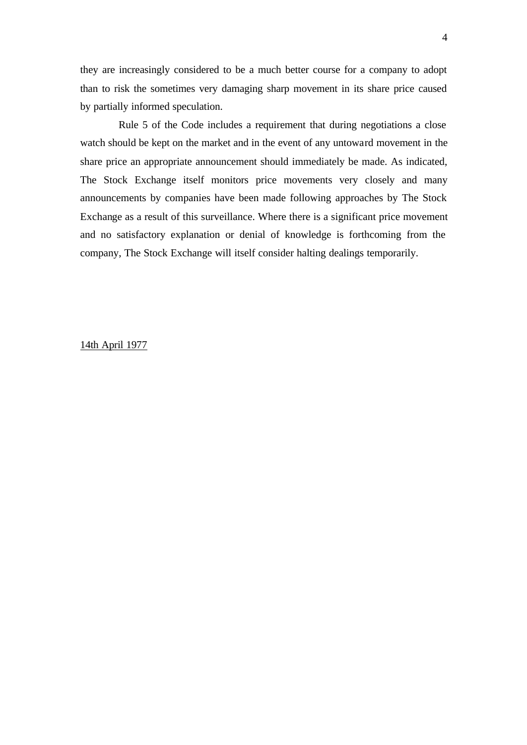they are increasingly considered to be a much better course for a company to adopt than to risk the sometimes very damaging sharp movement in its share price caused by partially informed speculation.

Rule 5 of the Code includes a requirement that during negotiations a close watch should be kept on the market and in the event of any untoward movement in the share price an appropriate announcement should immediately be made. As indicated, The Stock Exchange itself monitors price movements very closely and many announcements by companies have been made following approaches by The Stock Exchange as a result of this surveillance. Where there is a significant price movement and no satisfactory explanation or denial of knowledge is forthcoming from the company, The Stock Exchange will itself consider halting dealings temporarily.

14th April 1977